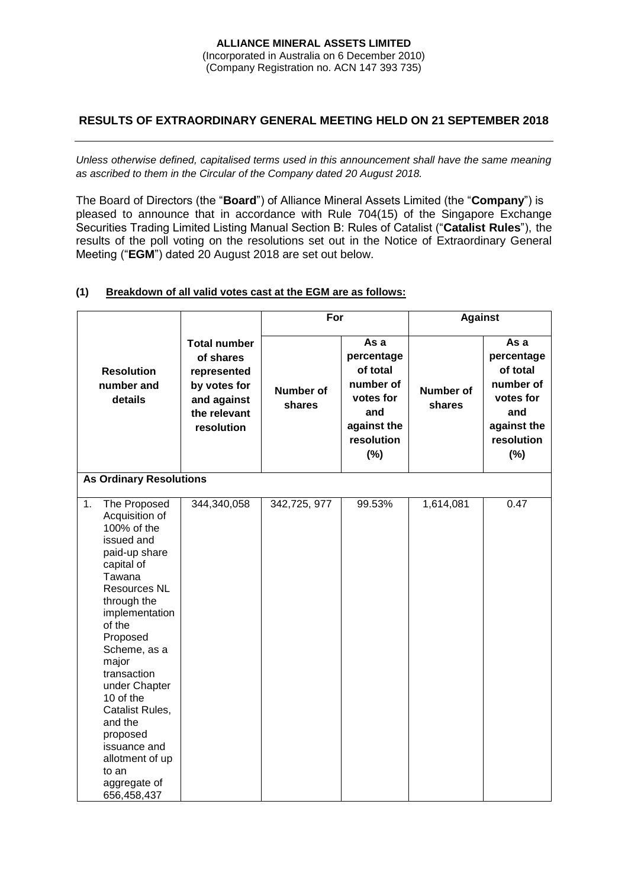**ALLIANCE MINERAL ASSETS LIMITED**
(Incorporated in Australia on 6 December 2010)
(Company Registration no. ACN 147 393 735)

## RESULTS OF EXTRAORDINARY GENERAL MEETING HELD ON 21 SEPTEMBER 2018

*Unless otherwise defined, capitalised terms used in this announcement shall have the same meaning as ascribed to them in the Circular of the Company dated 20 August 2018.*

The Board of Directors (the "**Board**") of Alliance Mineral Assets Limited (the "**Company**") is pleased to announce that in accordance with Rule 704(15) of the Singapore Exchange Securities Trading Limited Listing Manual Section B: Rules of Catalist ("**Catalist Rules**"), the results of the poll voting on the resolutions set out in the Notice of Extraordinary General Meeting ("**EGM**") dated 20 August 2018 are set out below.

**(1) Breakdown of all valid votes cast at the EGM are as follows:**

| Resolution number and details | Total number of shares represented by votes for and against the relevant resolution | For | | Against | |
|---|---|---|---|---|---|
| | | Number of shares | As a percentage of total number of votes for and against the resolution (%) | Number of shares | As a percentage of total number of votes for and against the resolution (%) |
| **As Ordinary Resolutions** | | | | | |
| 1. The Proposed Acquisition of 100% of the issued and paid-up share capital of Tawana Resources NL through the implementation of the Proposed Scheme, as a major transaction under Chapter 10 of the Catalist Rules, and the proposed issuance and allotment of up to an aggregate of 656,458,437 | 344,340,058 | 342,725, 977 | 99.53% | 1,614,081 | 0.47 |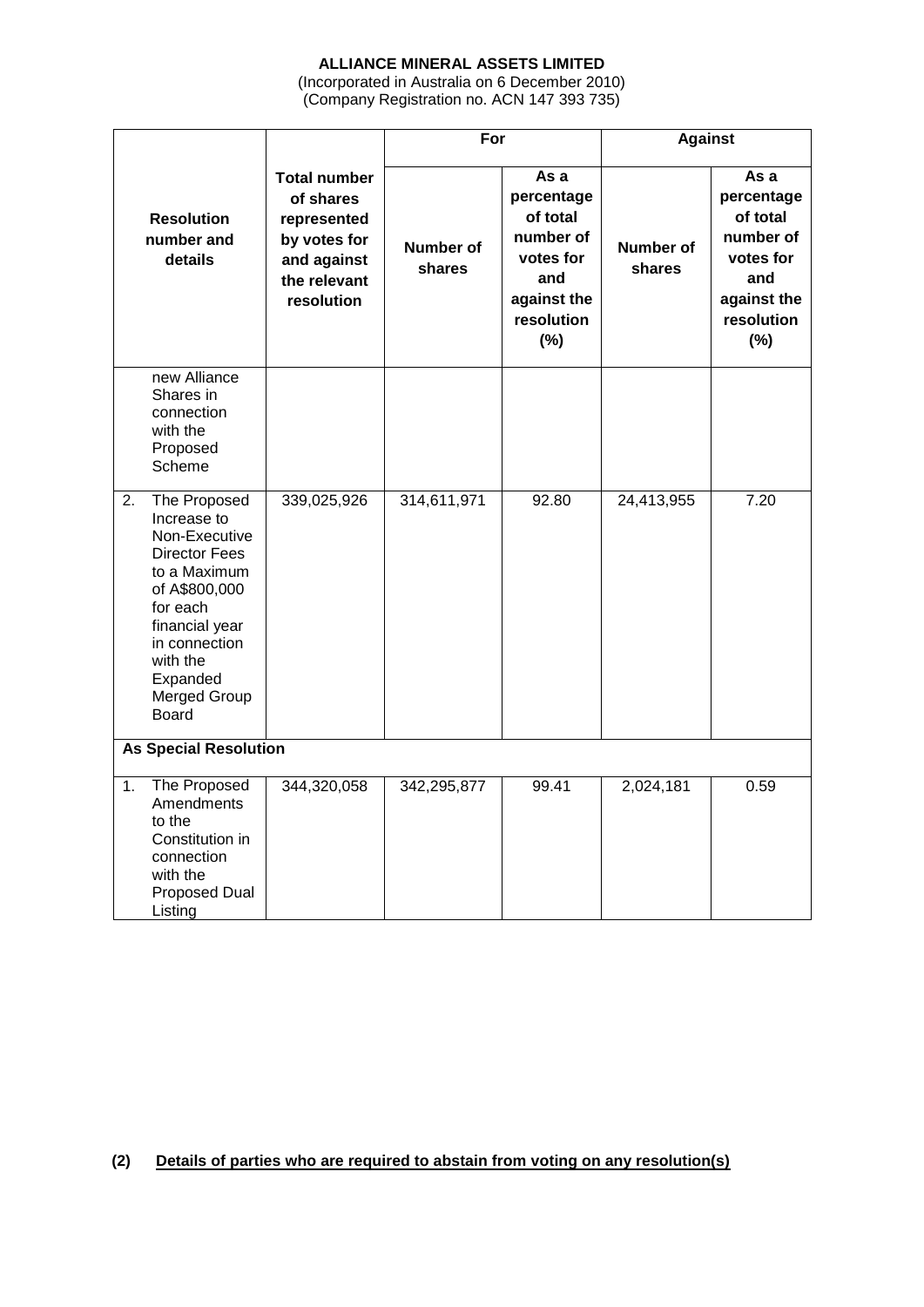**ALLIANCE MINERAL ASSETS LIMITED**
(Incorporated in Australia on 6 December 2010)
(Company Registration no. ACN 147 393 735)

| Resolution number and details | Total number of shares represented by votes for and against the relevant resolution | For | | Against | |
|---|---|---|---|---|---|
| | | Number of shares | As a percentage of total number of votes for and against the resolution (%) | Number of shares | As a percentage of total number of votes for and against the resolution (%) |
| new Alliance Shares in connection with the Proposed Scheme | | | | | |
| 2. The Proposed Increase to Non-Executive Director Fees to a Maximum of A$800,000 for each financial year in connection with the Expanded Merged Group Board | 339,025,926 | 314,611,971 | 92.80 | 24,413,955 | 7.20 |
| **As Special Resolution** | | | | | |
| 1. The Proposed Amendments to the Constitution in connection with the Proposed Dual Listing | 344,320,058 | 342,295,877 | 99.41 | 2,024,181 | 0.59 |

**(2) Details of parties who are required to abstain from voting on any resolution(s)**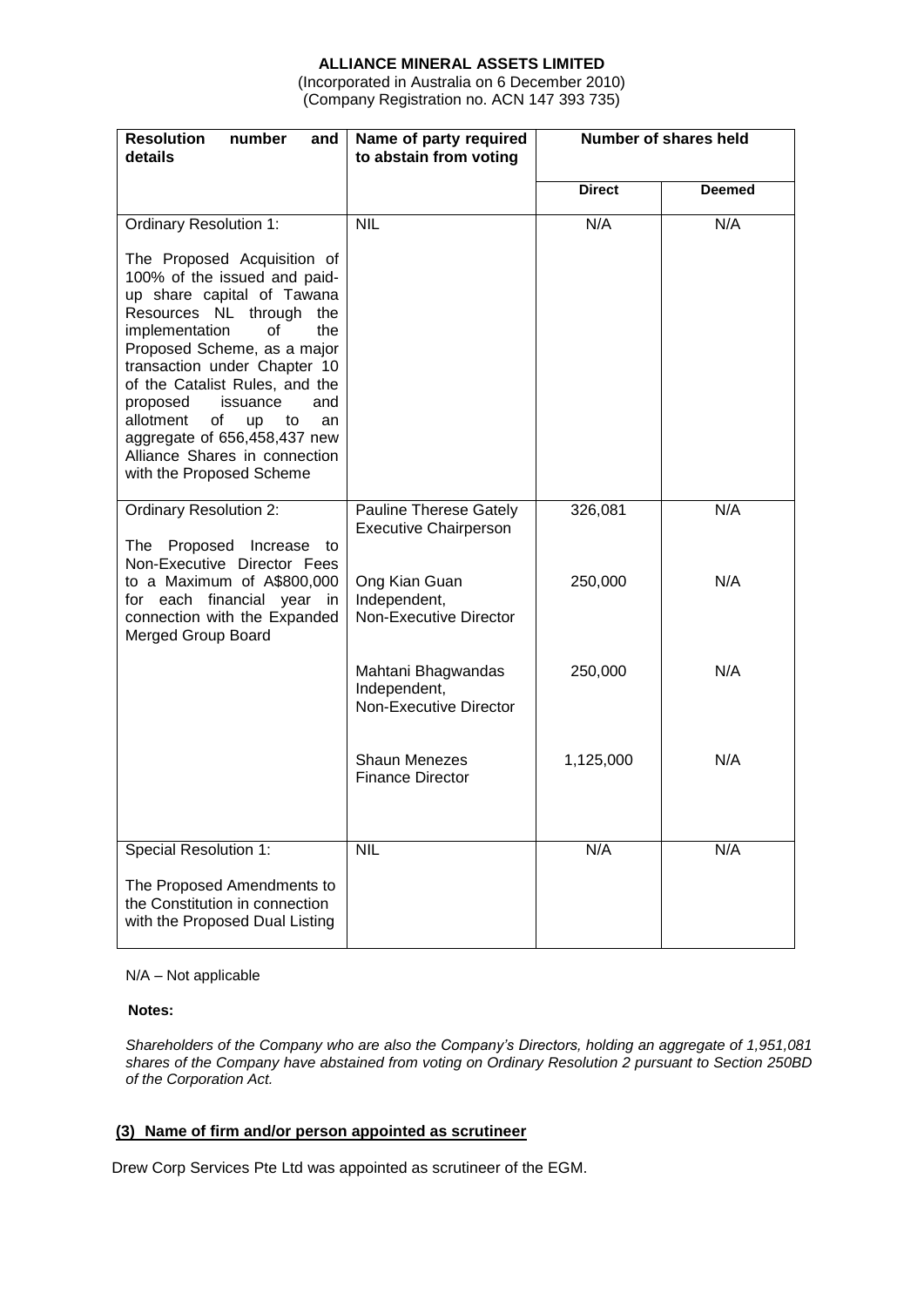**ALLIANCE MINERAL ASSETS LIMITED**
(Incorporated in Australia on 6 December 2010)
(Company Registration no. ACN 147 393 735)

| Resolution number and details | Name of party required to abstain from voting | Number of shares held | |
|---|---|---|---|
| | | **Direct** | **Deemed** |
| Ordinary Resolution 1:<br><br>The Proposed Acquisition of 100% of the issued and paid-up share capital of Tawana Resources NL through the implementation of the Proposed Scheme, as a major transaction under Chapter 10 of the Catalist Rules, and the proposed issuance and allotment of up to an aggregate of 656,458,437 new Alliance Shares in connection with the Proposed Scheme | NIL | N/A | N/A |
| Ordinary Resolution 2:<br><br>The Proposed Increase to Non-Executive Director Fees to a Maximum of A$800,000 for each financial year in connection with the Expanded Merged Group Board | Pauline Therese Gately<br>Executive Chairperson | 326,081 | N/A |
| | Ong Kian Guan<br>Independent, Non-Executive Director | 250,000 | N/A |
| | Mahtani Bhagwandas<br>Independent, Non-Executive Director | 250,000 | N/A |
| | Shaun Menezes<br>Finance Director | 1,125,000 | N/A |
| Special Resolution 1:<br><br>The Proposed Amendments to the Constitution in connection with the Proposed Dual Listing | NIL | N/A | N/A |

N/A – Not applicable

**Notes:**

*Shareholders of the Company who are also the Company's Directors, holding an aggregate of 1,951,081 shares of the Company have abstained from voting on Ordinary Resolution 2 pursuant to Section 250BD of the Corporation Act.*

**(3) Name of firm and/or person appointed as scrutineer**

Drew Corp Services Pte Ltd was appointed as scrutineer of the EGM.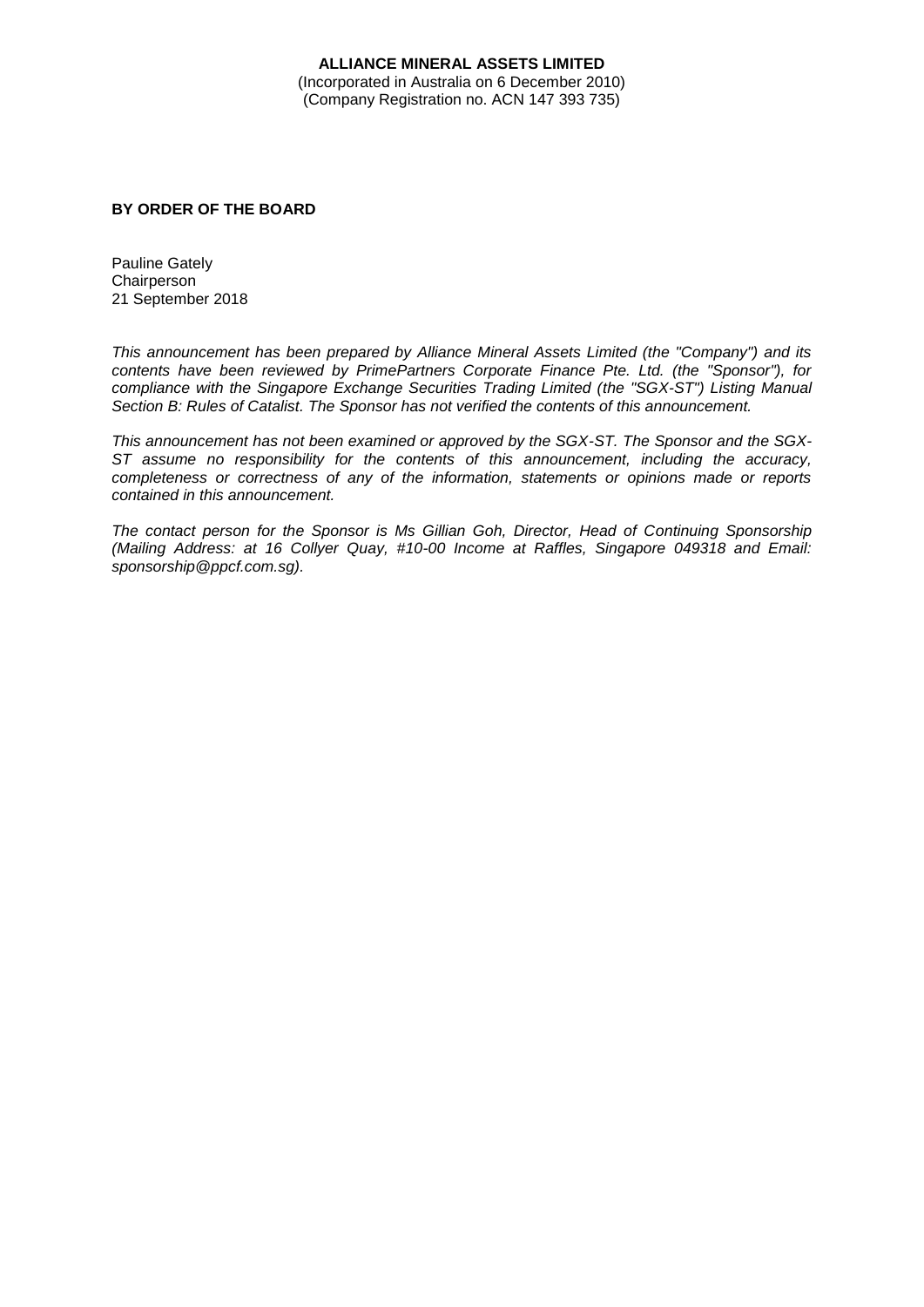**ALLIANCE MINERAL ASSETS LIMITED**
(Incorporated in Australia on 6 December 2010)
(Company Registration no. ACN 147 393 735)

**BY ORDER OF THE BOARD**

Pauline Gately
Chairperson
21 September 2018

*This announcement has been prepared by Alliance Mineral Assets Limited (the "Company") and its contents have been reviewed by PrimePartners Corporate Finance Pte. Ltd. (the "Sponsor"), for compliance with the Singapore Exchange Securities Trading Limited (the "SGX-ST") Listing Manual Section B: Rules of Catalist. The Sponsor has not verified the contents of this announcement.*

*This announcement has not been examined or approved by the SGX-ST. The Sponsor and the SGX-ST assume no responsibility for the contents of this announcement, including the accuracy, completeness or correctness of any of the information, statements or opinions made or reports contained in this announcement.*

*The contact person for the Sponsor is Ms Gillian Goh, Director, Head of Continuing Sponsorship (Mailing Address: at 16 Collyer Quay, #10-00 Income at Raffles, Singapore 049318 and Email: sponsorship@ppcf.com.sg).*